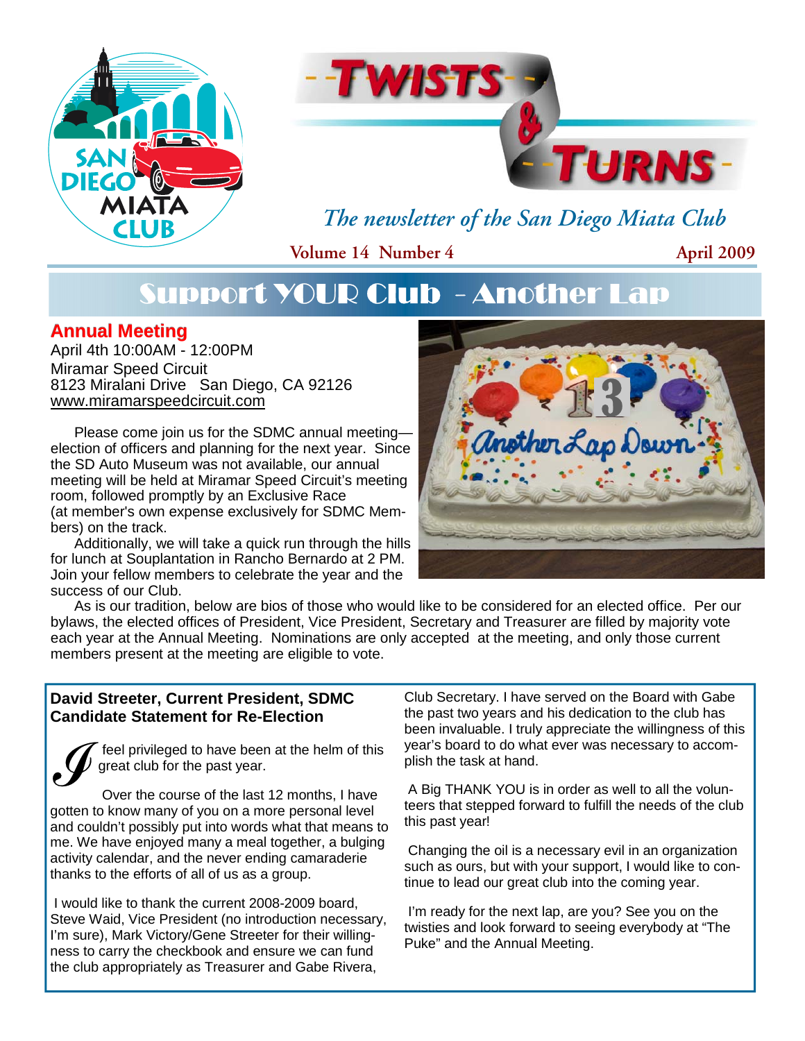# Twists & Turns

*The newsletter of the San Diego Miata Club*

**Volume 14 Number 4** **April 2009**

## Support YOUR Club - Another Lap

### Annual Meeting

April 4th 10:00AM - 12:00PM
Miramar Speed Circuit
8123 Miralani Drive San Diego, CA 92126
www.miramarspeedcircuit.com

Please come join us for the SDMC annual meeting—election of officers and planning for the next year. Since the SD Auto Museum was not available, our annual meeting will be held at Miramar Speed Circuit's meeting room, followed promptly by an Exclusive Race (at member's own expense exclusively for SDMC Members) on the track.

Additionally, we will take a quick run through the hills for lunch at Souplantation in Rancho Bernardo at 2 PM. Join your fellow members to celebrate the year and the success of our Club.

As is our tradition, below are bios of those who would like to be considered for an elected office. Per our bylaws, the elected offices of President, Vice President, Secretary and Treasurer are filled by majority vote each year at the Annual Meeting. Nominations are only accepted at the meeting, and only those current members present at the meeting are eligible to vote.

### David Streeter, Current President, SDMC Candidate Statement for Re-Election

I feel privileged to have been at the helm of this great club for the past year.

Over the course of the last 12 months, I have gotten to know many of you on a more personal level and couldn't possibly put into words what that means to me. We have enjoyed many a meal together, a bulging activity calendar, and the never ending camaraderie thanks to the efforts of all of us as a group.

I would like to thank the current 2008-2009 board, Steve Waid, Vice President (no introduction necessary, I'm sure), Mark Victory/Gene Streeter for their willingness to carry the checkbook and ensure we can fund the club appropriately as Treasurer and Gabe Rivera, Club Secretary. I have served on the Board with Gabe the past two years and his dedication to the club has been invaluable. I truly appreciate the willingness of this year's board to do what ever was necessary to accomplish the task at hand.

A Big THANK YOU is in order as well to all the volunteers that stepped forward to fulfill the needs of the club this past year!

Changing the oil is a necessary evil in an organization such as ours, but with your support, I would like to continue to lead our great club into the coming year.

I'm ready for the next lap, are you? See you on the twisties and look forward to seeing everybody at "The Puke" and the Annual Meeting.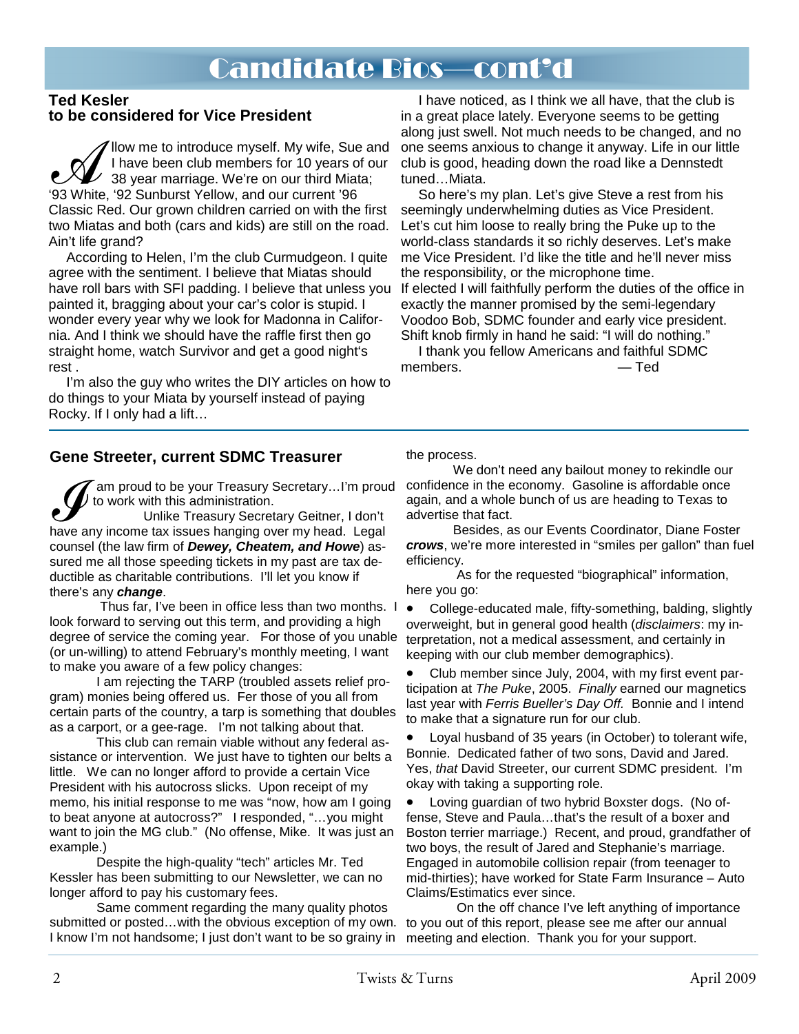# Candidate Bios—cont'd

## Ted Kesler
### to be considered for Vice President

Allow me to introduce myself. My wife, Sue and I have been club members for 10 years of our 38 year marriage. We're on our third Miata; '93 White, '92 Sunburst Yellow, and our current '96 Classic Red. Our grown children carried on with the first two Miatas and both (cars and kids) are still on the road. Ain't life grand?

According to Helen, I'm the club Curmudgeon. I quite agree with the sentiment. I believe that Miatas should have roll bars with SFI padding. I believe that unless you painted it, bragging about your car's color is stupid. I wonder every year why we look for Madonna in California. And I think we should have the raffle first then go straight home, watch Survivor and get a good night's rest .

I'm also the guy who writes the DIY articles on how to do things to your Miata by yourself instead of paying Rocky. If I only had a lift…

I have noticed, as I think we all have, that the club is in a great place lately. Everyone seems to be getting along just swell. Not much needs to be changed, and no one seems anxious to change it anyway. Life in our little club is good, heading down the road like a Dennstedt tuned…Miata.

So here's my plan. Let's give Steve a rest from his seemingly underwhelming duties as Vice President. Let's cut him loose to really bring the Puke up to the world-class standards it so richly deserves. Let's make me Vice President. I'd like the title and he'll never miss the responsibility, or the microphone time.

If elected I will faithfully perform the duties of the office in exactly the manner promised by the semi-legendary Voodoo Bob, SDMC founder and early vice president. Shift knob firmly in hand he said: "I will do nothing."

I thank you fellow Americans and faithful SDMC members. — Ted

---

## Gene Streeter, current SDMC Treasurer

I am proud to be your Treasury Secretary…I'm proud to work with this administration.

Unlike Treasury Secretary Geitner, I don't have any income tax issues hanging over my head. Legal counsel (the law firm of ***Dewey, Cheatem, and Howe***) assured me all those speeding tickets in my past are tax deductible as charitable contributions. I'll let you know if there's any ***change***.

Thus far, I've been in office less than two months. I look forward to serving out this term, and providing a high degree of service the coming year. For those of you unable (or un-willing) to attend February's monthly meeting, I want to make you aware of a few policy changes:

I am rejecting the TARP (troubled assets relief program) monies being offered us. Fer those of you all from certain parts of the country, a tarp is something that doubles as a carport, or a gee-rage. I'm not talking about that.

This club can remain viable without any federal assistance or intervention. We just have to tighten our belts a little. We can no longer afford to provide a certain Vice President with his autocross slicks. Upon receipt of my memo, his initial response to me was "now, how am I going to beat anyone at autocross?" I responded, "…you might want to join the MG club." (No offense, Mike. It was just an example.)

Despite the high-quality "tech" articles Mr. Ted Kessler has been submitting to our Newsletter, we can no longer afford to pay his customary fees.

Same comment regarding the many quality photos submitted or posted…with the obvious exception of my own. I know I'm not handsome; I just don't want to be so grainy in the process.

We don't need any bailout money to rekindle our confidence in the economy. Gasoline is affordable once again, and a whole bunch of us are heading to Texas to advertise that fact.

Besides, as our Events Coordinator, Diane Foster ***crows***, we're more interested in "smiles per gallon" than fuel efficiency.

As for the requested "biographical" information, here you go:

- College-educated male, fifty-something, balding, slightly overweight, but in general good health (*disclaimers*: my interpretation, not a medical assessment, and certainly in keeping with our club member demographics).
- Club member since July, 2004, with my first event participation at *The Puke*, 2005. *Finally* earned our magnetics last year with *Ferris Bueller's Day Off.* Bonnie and I intend to make that a signature run for our club.
- Loyal husband of 35 years (in October) to tolerant wife, Bonnie. Dedicated father of two sons, David and Jared. Yes, *that* David Streeter, our current SDMC president. I'm okay with taking a supporting role.
- Loving guardian of two hybrid Boxster dogs. (No offense, Steve and Paula…that's the result of a boxer and Boston terrier marriage.) Recent, and proud, grandfather of two boys, the result of Jared and Stephanie's marriage. Engaged in automobile collision repair (from teenager to mid-thirties); have worked for State Farm Insurance – Auto Claims/Estimatics ever since.

On the off chance I've left anything of importance to you out of this report, please see me after our annual meeting and election. Thank you for your support.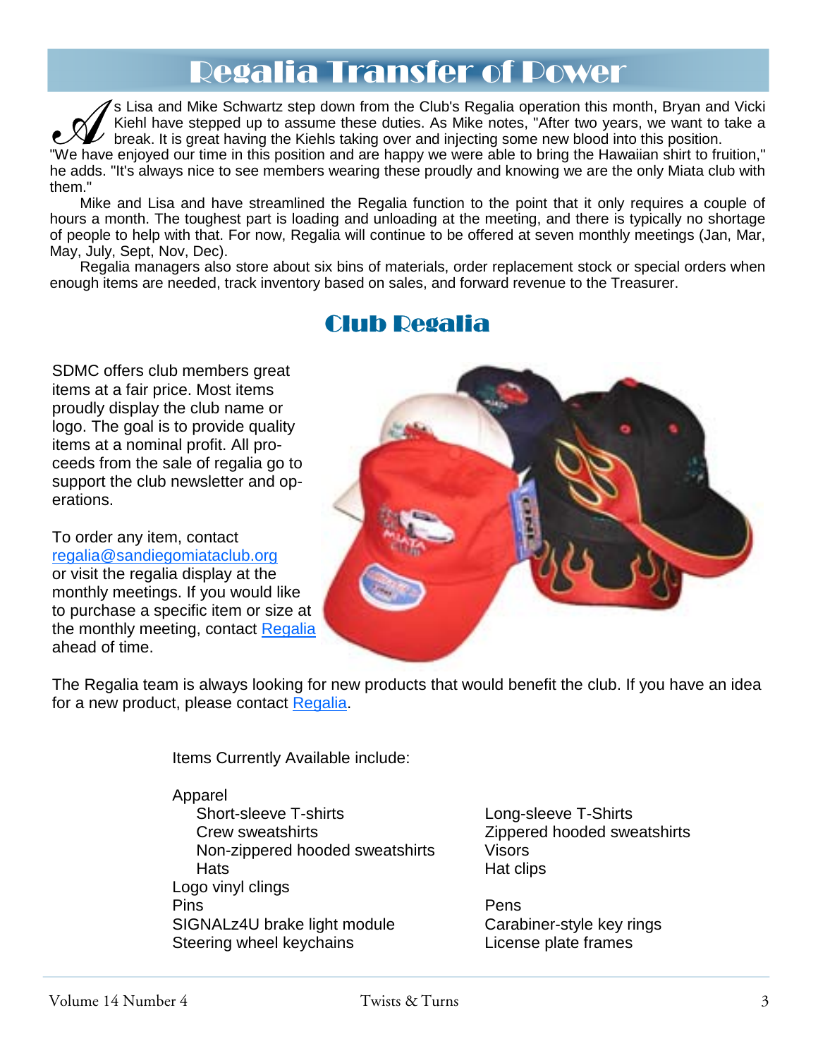# Regalia Transfer of Power

As Lisa and Mike Schwartz step down from the Club's Regalia operation this month, Bryan and Vicki Kiehl have stepped up to assume these duties. As Mike notes, "After two years, we want to take a break. It is great having the Kiehls taking over and injecting some new blood into this position. "We have enjoyed our time in this position and are happy we were able to bring the Hawaiian shirt to fruition," he adds. "It's always nice to see members wearing these proudly and knowing we are the only Miata club with them."

Mike and Lisa and have streamlined the Regalia function to the point that it only requires a couple of hours a month. The toughest part is loading and unloading at the meeting, and there is typically no shortage of people to help with that. For now, Regalia will continue to be offered at seven monthly meetings (Jan, Mar, May, July, Sept, Nov, Dec).

Regalia managers also store about six bins of materials, order replacement stock or special orders when enough items are needed, track inventory based on sales, and forward revenue to the Treasurer.

## Club Regalia

SDMC offers club members great items at a fair price. Most items proudly display the club name or logo. The goal is to provide quality items at a nominal profit. All proceeds from the sale of regalia go to support the club newsletter and operations.

To order any item, contact [regalia@sandiegomiataclub.org](mailto:regalia@sandiegomiataclub.org) or visit the regalia display at the monthly meetings. If you would like to purchase a specific item or size at the monthly meeting, contact Regalia ahead of time.

The Regalia team is always looking for new products that would benefit the club. If you have an idea for a new product, please contact Regalia.

Items Currently Available include:

- Apparel
  - Short-sleeve T-shirts
  - Long-sleeve T-Shirts
  - Crew sweatshirts
  - Zippered hooded sweatshirts
  - Non-zippered hooded sweatshirts
  - Visors
  - Hats
  - Hat clips
- Logo vinyl clings
- Pins
- Pens
- SIGNALz4U brake light module
- Carabiner-style key rings
- Steering wheel keychains
- License plate frames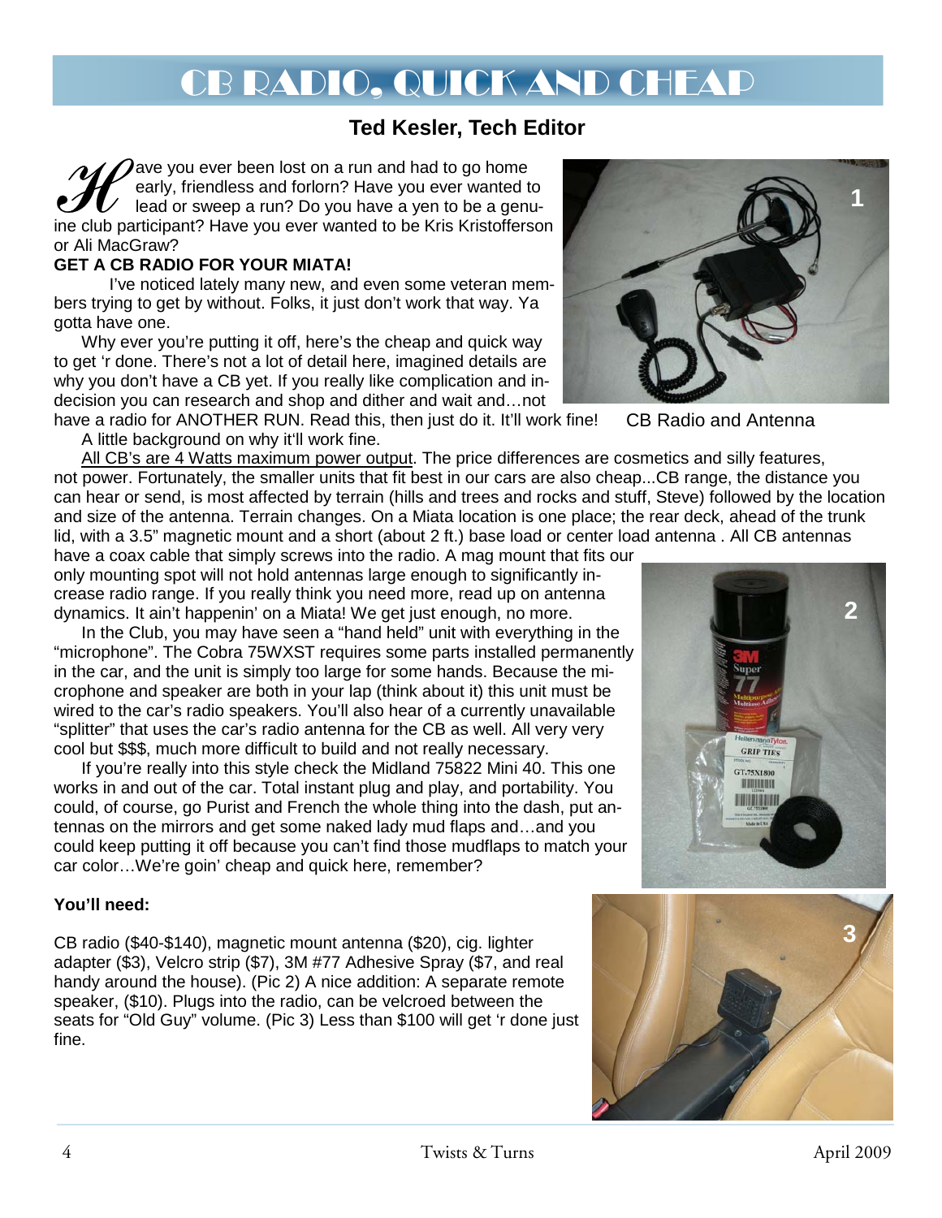# CB RADIO, QUICK AND CHEAP

**Ted Kesler, Tech Editor**

Have you ever been lost on a run and had to go home early, friendless and forlorn? Have you ever wanted to lead or sweep a run? Do you have a yen to be a genuine club participant? Have you ever wanted to be Kris Kristofferson or Ali MacGraw?

**GET A CB RADIO FOR YOUR MIATA!**

I've noticed lately many new, and even some veteran members trying to get by without. Folks, it just don't work that way. Ya gotta have one.

Why ever you're putting it off, here's the cheap and quick way to get 'r done. There's not a lot of detail here, imagined details are why you don't have a CB yet. If you really like complication and indecision you can research and shop and dither and wait and…not have a radio for ANOTHER RUN. Read this, then just do it. It'll work fine!

CB Radio and Antenna

A little background on why it'll work fine.

All CB's are 4 Watts maximum power output. The price differences are cosmetics and silly features, not power. Fortunately, the smaller units that fit best in our cars are also cheap...CB range, the distance you can hear or send, is most affected by terrain (hills and trees and rocks and stuff, Steve) followed by the location and size of the antenna. Terrain changes. On a Miata location is one place; the rear deck, ahead of the trunk lid, with a 3.5" magnetic mount and a short (about 2 ft.) base load or center load antenna . All CB antennas have a coax cable that simply screws into the radio. A mag mount that fits our only mounting spot will not hold antennas large enough to significantly increase radio range. If you really think you need more, read up on antenna dynamics. It ain't happenin' on a Miata! We get just enough, no more.

In the Club, you may have seen a "hand held" unit with everything in the "microphone". The Cobra 75WXST requires some parts installed permanently in the car, and the unit is simply too large for some hands. Because the microphone and speaker are both in your lap (think about it) this unit must be wired to the car's radio speakers. You'll also hear of a currently unavailable "splitter" that uses the car's radio antenna for the CB as well. All very very cool but $$$, much more difficult to build and not really necessary.

If you're really into this style check the Midland 75822 Mini 40. This one works in and out of the car. Total instant plug and play, and portability. You could, of course, go Purist and French the whole thing into the dash, put antennas on the mirrors and get some naked lady mud flaps and…and you could keep putting it off because you can't find those mudflaps to match your car color…We're goin' cheap and quick here, remember?

**You'll need:**

CB radio ($40-$140), magnetic mount antenna ($20), cig. lighter adapter ($3), Velcro strip ($7), 3M #77 Adhesive Spray ($7, and real handy around the house). (Pic 2) A nice addition: A separate remote speaker, ($10). Plugs into the radio, can be velcroed between the seats for "Old Guy" volume. (Pic 3) Less than $100 will get 'r done just fine.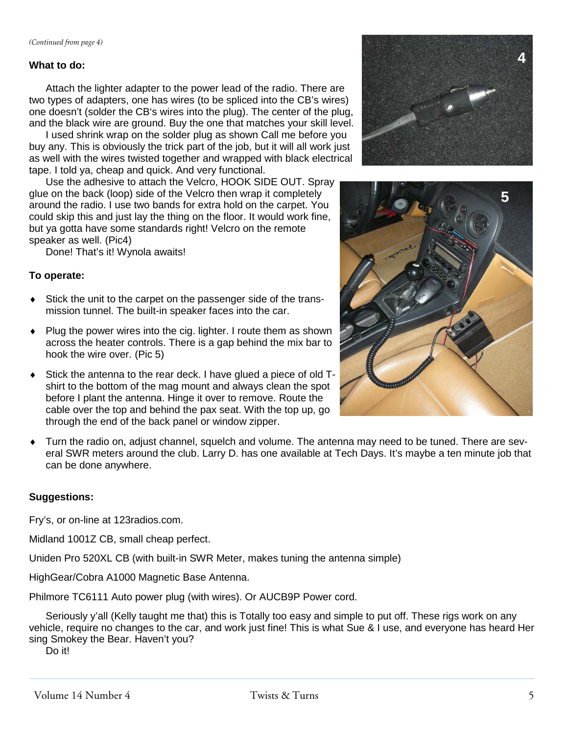*(Continued from page 4)*

**What to do:**

Attach the lighter adapter to the power lead of the radio. There are two types of adapters, one has wires (to be spliced into the CB's wires) one doesn't (solder the CB's wires into the plug). The center of the plug, and the black wire are ground. Buy the one that matches your skill level.

I used shrink wrap on the solder plug as shown Call me before you buy any. This is obviously the trick part of the job, but it will all work just as well with the wires twisted together and wrapped with black electrical tape. I told ya, cheap and quick. And very functional.

Use the adhesive to attach the Velcro, HOOK SIDE OUT. Spray glue on the back (loop) side of the Velcro then wrap it completely around the radio. I use two bands for extra hold on the carpet. You could skip this and just lay the thing on the floor. It would work fine, but ya gotta have some standards right! Velcro on the remote speaker as well. (Pic4)

Done! That's it! Wynola awaits!

**To operate:**

- Stick the unit to the carpet on the passenger side of the transmission tunnel. The built-in speaker faces into the car.
- Plug the power wires into the cig. lighter. I route them as shown across the heater controls. There is a gap behind the mix bar to hook the wire over. (Pic 5)
- Stick the antenna to the rear deck. I have glued a piece of old T-shirt to the bottom of the mag mount and always clean the spot before I plant the antenna. Hinge it over to remove. Route the cable over the top and behind the pax seat. With the top up, go through the end of the back panel or window zipper.
- Turn the radio on, adjust channel, squelch and volume. The antenna may need to be tuned. There are several SWR meters around the club. Larry D. has one available at Tech Days. It's maybe a ten minute job that can be done anywhere.

4

5

**Suggestions:**

Fry's, or on-line at 123radios.com.

Midland 1001Z CB, small cheap perfect.

Uniden Pro 520XL CB (with built-in SWR Meter, makes tuning the antenna simple)

HighGear/Cobra A1000 Magnetic Base Antenna.

Philmore TC6111 Auto power plug (with wires). Or AUCB9P Power cord.

Seriously y'all (Kelly taught me that) this is Totally too easy and simple to put off. These rigs work on any vehicle, require no changes to the car, and work just fine! This is what Sue & I use, and everyone has heard Her sing Smokey the Bear. Haven't you?

Do it!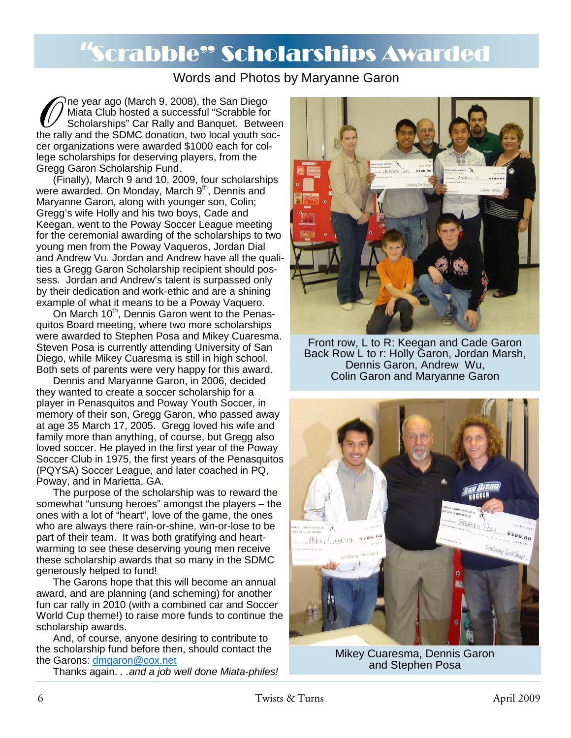# "Scrabble" Scholarships Awarded

Words and Photos by Maryanne Garon

One year ago (March 9, 2008), the San Diego Miata Club hosted a successful "Scrabble for Scholarships" Car Rally and Banquet. Between the rally and the SDMC donation, two local youth soccer organizations were awarded $1000 each for college scholarships for deserving players, from the Gregg Garon Scholarship Fund.

(Finally), March 9 and 10, 2009, four scholarships were awarded. On Monday, March 9th, Dennis and Maryanne Garon, along with younger son, Colin; Gregg's wife Holly and his two boys, Cade and Keegan, went to the Poway Soccer League meeting for the ceremonial awarding of the scholarships to two young men from the Poway Vaqueros, Jordan Dial and Andrew Vu. Jordan and Andrew have all the qualities a Gregg Garon Scholarship recipient should possess. Jordan and Andrew's talent is surpassed only by their dedication and work-ethic and are a shining example of what it means to be a Poway Vaquero.

On March 10th, Dennis Garon went to the Penasquitos Board meeting, where two more scholarships were awarded to Stephen Posa and Mikey Cuaresma. Steven Posa is currently attending University of San Diego, while Mikey Cuaresma is still in high school. Both sets of parents were very happy for this award.

Dennis and Maryanne Garon, in 2006, decided they wanted to create a soccer scholarship for a player in Penasquitos and Poway Youth Soccer, in memory of their son, Gregg Garon, who passed away at age 35 March 17, 2005. Gregg loved his wife and family more than anything, of course, but Gregg also loved soccer. He played in the first year of the Poway Soccer Club in 1975, the first years of the Penasquitos (PQYSA) Soccer League, and later coached in PQ, Poway, and in Marietta, GA.

The purpose of the scholarship was to reward the somewhat "unsung heroes" amongst the players – the ones with a lot of "heart", love of the game, the ones who are always there rain-or-shine, win-or-lose to be part of their team. It was both gratifying and heartwarming to see these deserving young men receive these scholarship awards that so many in the SDMC generously helped to fund!

The Garons hope that this will become an annual award, and are planning (and scheming) for another fun car rally in 2010 (with a combined car and Soccer World Cup theme!) to raise more funds to continue the scholarship awards.

And, of course, anyone desiring to contribute to the scholarship fund before then, should contact the the Garons: [dmgaron@cox.net](mailto:dmgaron@cox.net)

Thanks again. . .*and a job well done Miata-philes!*

Front row, L to R: Keegan and Cade Garon
Back Row L to r: Holly Garon, Jordan Marsh, Dennis Garon, Andrew Wu, Colin Garon and Maryanne Garon

Mikey Cuaresma, Dennis Garon and Stephen Posa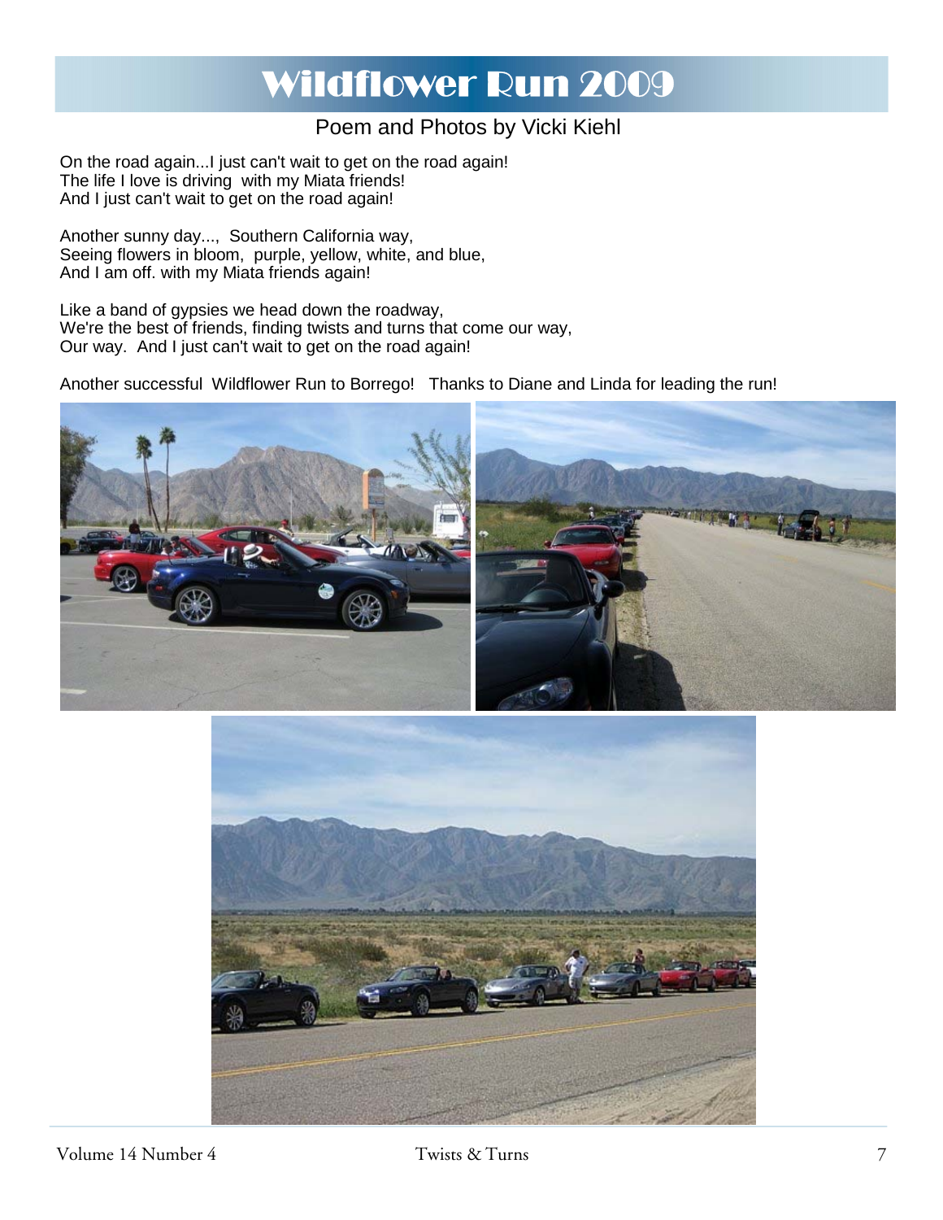# Wildflower Run 2009

Poem and Photos by Vicki Kiehl

On the road again...I just can't wait to get on the road again!
The life I love is driving  with my Miata friends!
And I just can't wait to get on the road again!

Another sunny day...,  Southern California way,
Seeing flowers in bloom,  purple, yellow, white, and blue,
And I am off. with my Miata friends again!

Like a band of gypsies we head down the roadway,
We're the best of friends, finding twists and turns that come our way,
Our way.  And I just can't wait to get on the road again!

Another successful  Wildflower Run to Borrego!   Thanks to Diane and Linda for leading the run!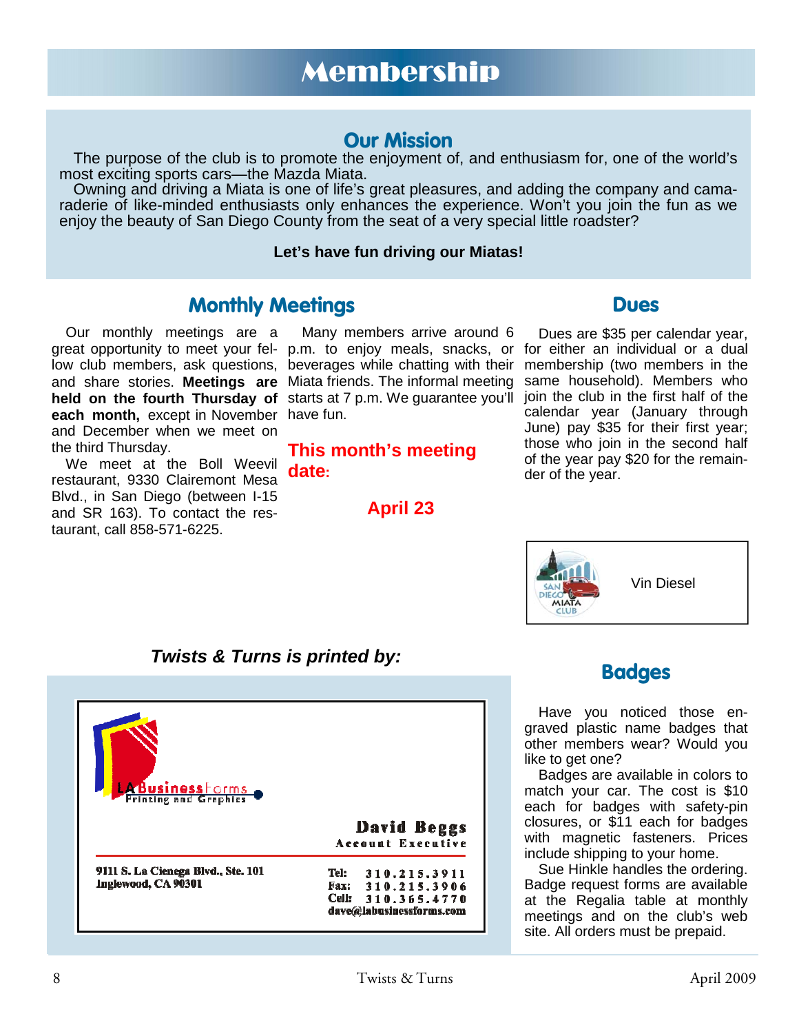# Membership

## Our Mission

The purpose of the club is to promote the enjoyment of, and enthusiasm for, one of the world's most exciting sports cars—the Mazda Miata.

Owning and driving a Miata is one of life's great pleasures, and adding the company and camaraderie of like-minded enthusiasts only enhances the experience. Won't you join the fun as we enjoy the beauty of San Diego County from the seat of a very special little roadster?

**Let's have fun driving our Miatas!**

## Monthly Meetings

Our monthly meetings are a great opportunity to meet your fellow club members, ask questions, and share stories. **Meetings are held on the fourth Thursday of each month,** except in November and December when we meet on the third Thursday.

We meet at the Boll Weevil restaurant, 9330 Clairemont Mesa Blvd., in San Diego (between I-15 and SR 163). To contact the restaurant, call 858-571-6225.

Many members arrive around 6 p.m. to enjoy meals, snacks, or beverages while chatting with their Miata friends. The informal meeting starts at 7 p.m. We guarantee you'll have fun.

**This month's meeting date:**

**April 23**

## Dues

Dues are $35 per calendar year, for either an individual or a dual membership (two members in the same household). Members who join the club in the first half of the calendar year (January through June) pay $35 for their first year; those who join in the second half of the year pay $20 for the remainder of the year.

Vin Diesel

***Twists & Turns is printed by:***

LA BusinessForms
Printing and Graphics

**David Beggs**
Account Executive

9111 S. La Cienega Blvd., Ste. 101
Inglewood, CA 90301

Tel: 310.215.3911
Fax: 310.215.3906
Cell: 310.365.4770
dave@labusinessforms.com

## Badges

Have you noticed those engraved plastic name badges that other members wear? Would you like to get one?

Badges are available in colors to match your car. The cost is $10 each for badges with safety-pin closures, or $11 each for badges with magnetic fasteners. Prices include shipping to your home.

Sue Hinkle handles the ordering. Badge request forms are available at the Regalia table at monthly meetings and on the club's web site. All orders must be prepaid.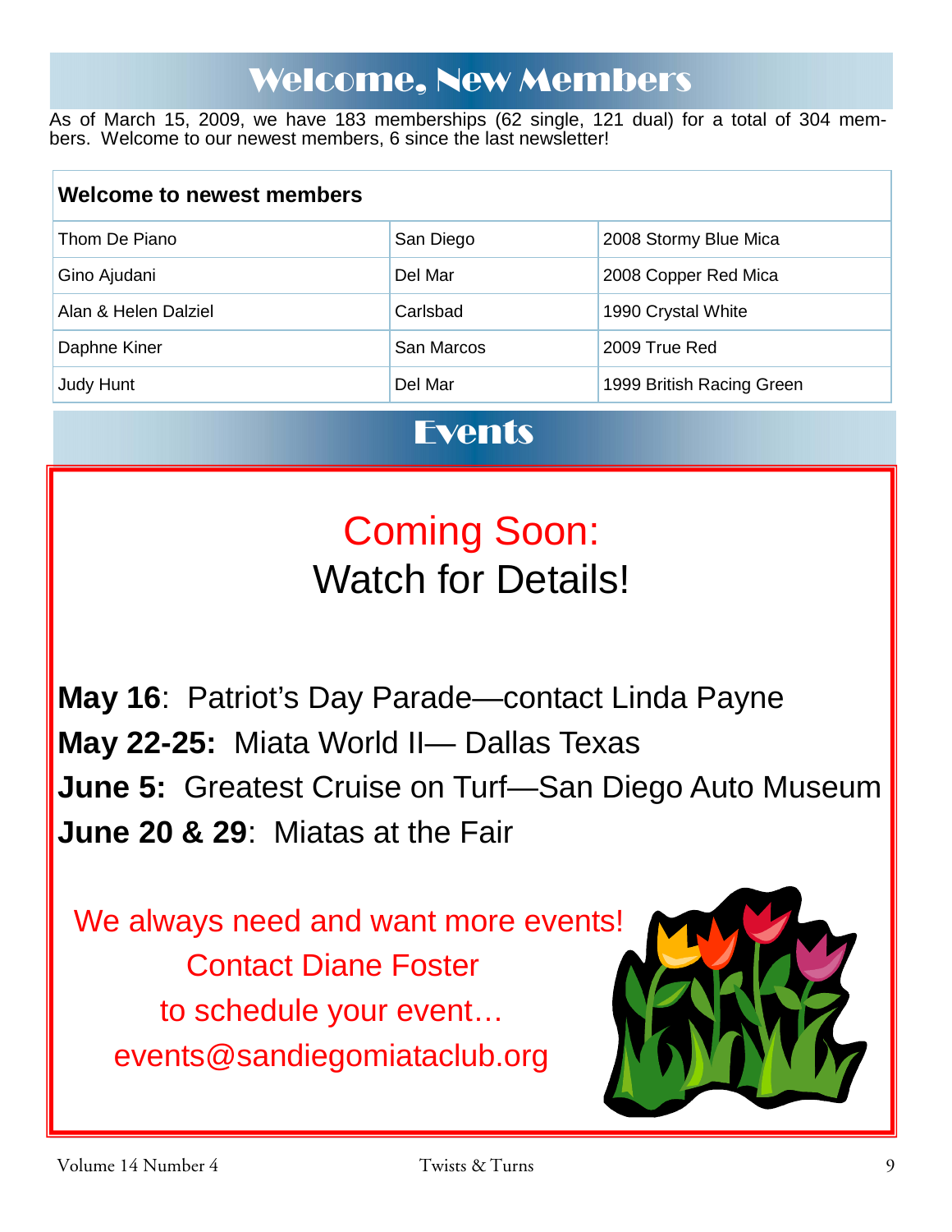# Welcome, New Members

As of March 15, 2009, we have 183 memberships (62 single, 121 dual) for a total of 304 members. Welcome to our newest members, 6 since the last newsletter!

| **Welcome to newest members** | | |
|---|---|---|
| Thom De Piano | San Diego | 2008 Stormy Blue Mica |
| Gino Ajudani | Del Mar | 2008 Copper Red Mica |
| Alan & Helen Dalziel | Carlsbad | 1990 Crystal White |
| Daphne Kiner | San Marcos | 2009 True Red |
| Judy Hunt | Del Mar | 1999 British Racing Green |

# Events

## Coming Soon:
## Watch for Details!

**May 16**: Patriot's Day Parade—contact Linda Payne
**May 22-25:** Miata World II— Dallas Texas
**June 5:** Greatest Cruise on Turf—San Diego Auto Museum
**June 20 & 29**: Miatas at the Fair

We always need and want more events!
Contact Diane Foster
to schedule your event…
events@sandiegomiataclub.org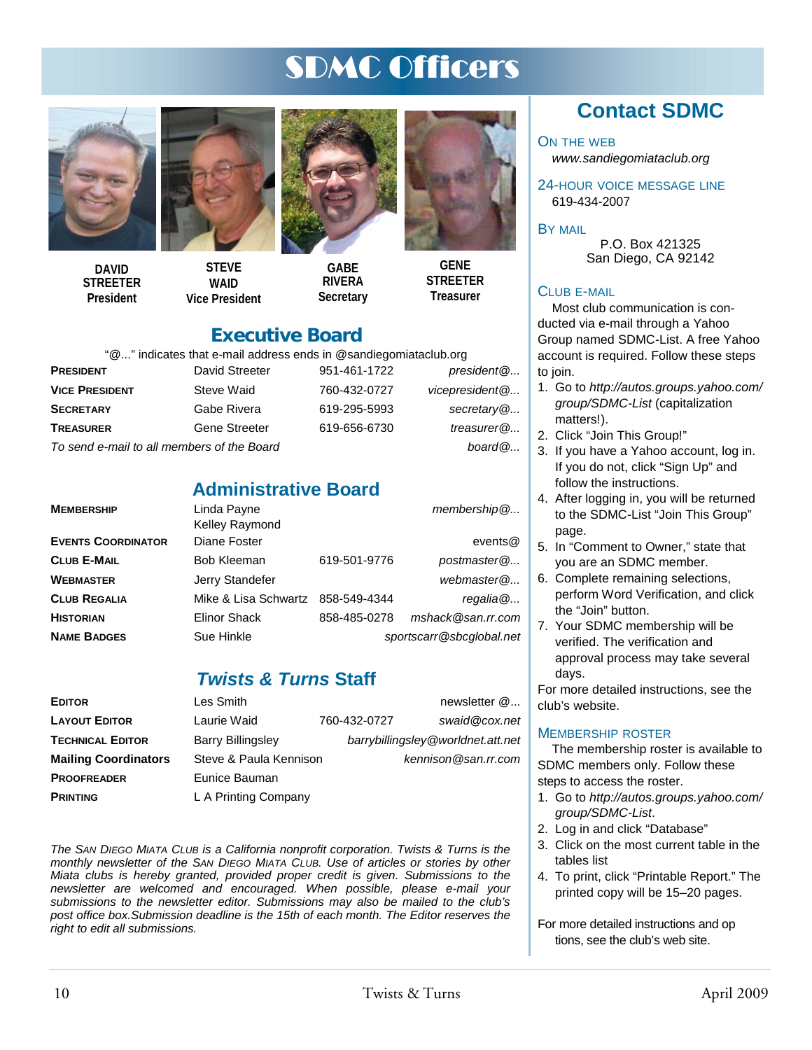# SDMC Officers

**DAVID STREETER**
**President**

**STEVE WAID**
**Vice President**

**GABE RIVERA**
**Secretary**

**GENE STREETER**
**Treasurer**

## Executive Board

"@..." indicates that e-mail address ends in @sandiegomiataclub.org

| | | | |
|---|---|---|---|
| **PRESIDENT** | David Streeter | 951-461-1722 | *president@...* |
| **VICE PRESIDENT** | Steve Waid | 760-432-0727 | *vicepresident@...* |
| **SECRETARY** | Gabe Rivera | 619-295-5993 | *secretary@...* |
| **TREASURER** | Gene Streeter | 619-656-6730 | *treasurer@...* |
| *To send e-mail to all members of the Board* | | | *board@...* |

## Administrative Board

| | | | |
|---|---|---|---|
| **MEMBERSHIP** | Linda Payne<br>Kelley Raymond | | *membership@...* |
| **EVENTS COORDINATOR** | Diane Foster | | events@ |
| **CLUB E-MAIL** | Bob Kleeman | 619-501-9776 | *postmaster@...* |
| **WEBMASTER** | Jerry Standefer | | *webmaster@...* |
| **CLUB REGALIA** | Mike & Lisa Schwartz | 858-549-4344 | *regalia@...* |
| **HISTORIAN** | Elinor Shack | 858-485-0278 | *mshack@san.rr.com* |
| **NAME BADGES** | Sue Hinkle | | *sportscarr@sbcglobal.net* |

## *Twists & Turns* Staff

| | | | |
|---|---|---|---|
| **EDITOR** | Les Smith | | newsletter @... |
| **LAYOUT EDITOR** | Laurie Waid | 760-432-0727 | *swaid@cox.net* |
| **TECHNICAL EDITOR** | Barry Billingsley | | *barrybillingsley@worldnet.att.net* |
| **Mailing Coordinators** | Steve & Paula Kennison | | *kennison@san.rr.com* |
| **PROOFREADER** | Eunice Bauman | | |
| **PRINTING** | L A Printing Company | | |

*The SAN DIEGO MIATA CLUB is a California nonprofit corporation. Twists & Turns is the monthly newsletter of the SAN DIEGO MIATA CLUB. Use of articles or stories by other Miata clubs is hereby granted, provided proper credit is given. Submissions to the newsletter are welcomed and encouraged. When possible, please e-mail your submissions to the newsletter editor. Submissions may also be mailed to the club's post office box.Submission deadline is the 15th of each month. The Editor reserves the right to edit all submissions.*

## Contact SDMC

### ON THE WEB

*www.sandiegomiataclub.org*

### 24-HOUR VOICE MESSAGE LINE

619-434-2007

### BY MAIL

P.O. Box 421325
San Diego, CA 92142

### CLUB E-MAIL

Most club communication is conducted via e-mail through a Yahoo Group named SDMC-List. A free Yahoo account is required. Follow these steps to join.

1. Go to *http://autos.groups.yahoo.com/group/SDMC-List* (capitalization matters!).
2. Click "Join This Group!"
3. If you have a Yahoo account, log in. If you do not, click "Sign Up" and follow the instructions.
4. After logging in, you will be returned to the SDMC-List "Join This Group" page.
5. In "Comment to Owner," state that you are an SDMC member.
6. Complete remaining selections, perform Word Verification, and click the "Join" button.
7. Your SDMC membership will be verified. The verification and approval process may take several days.

For more detailed instructions, see the club's website.

### MEMBERSHIP ROSTER

The membership roster is available to SDMC members only. Follow these steps to access the roster.

1. Go to *http://autos.groups.yahoo.com/group/SDMC-List*.
2. Log in and click "Database"
3. Click on the most current table in the tables list
4. To print, click "Printable Report." The printed copy will be 15–20 pages.

For more detailed instructions and options, see the club's web site.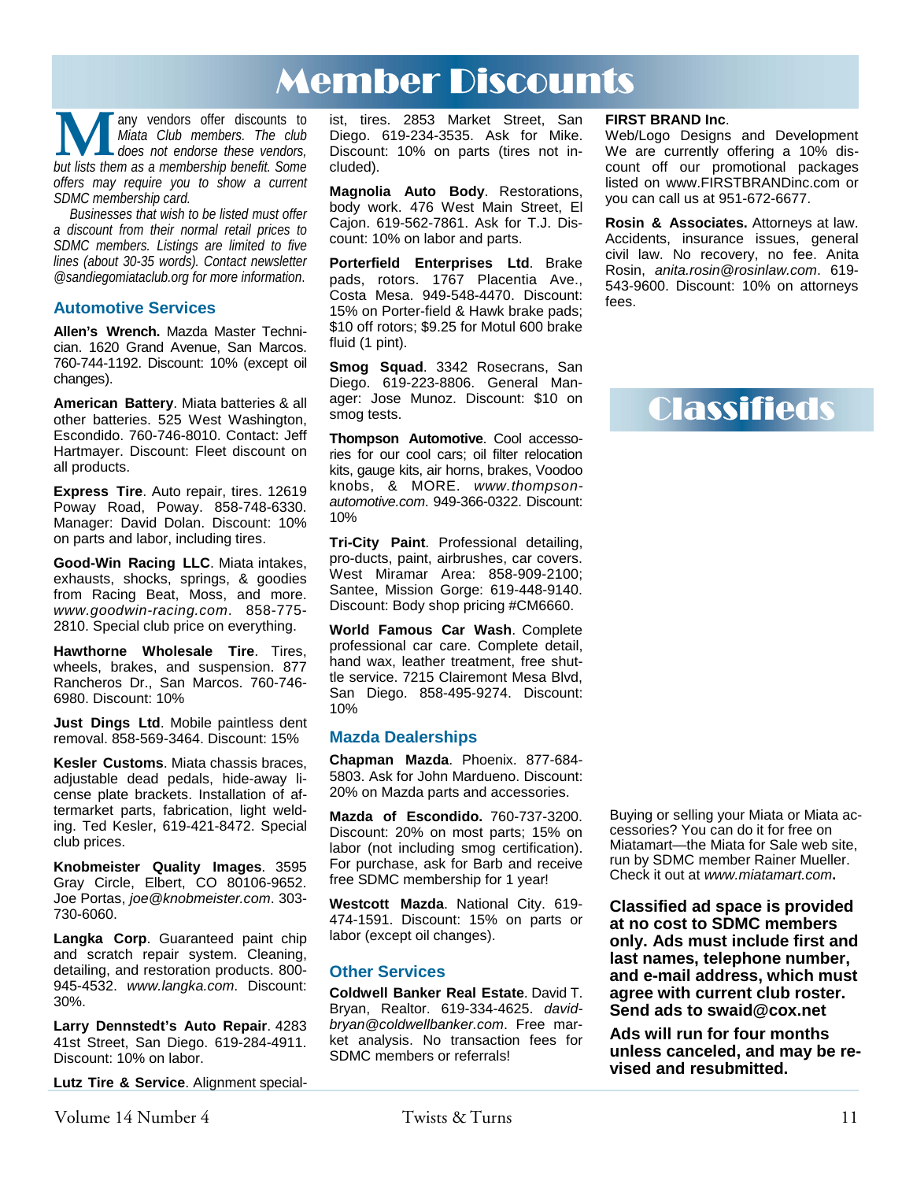# Member Discounts

*Many vendors offer discounts to Miata Club members. The club does not endorse these vendors, but lists them as a membership benefit. Some offers may require you to show a current SDMC membership card.*

*Businesses that wish to be listed must offer a discount from their normal retail prices to SDMC members. Listings are limited to five lines (about 30-35 words). Contact newsletter @sandiegomiataclub.org for more information.*

## Automotive Services

**Allen's Wrench.** Mazda Master Technician. 1620 Grand Avenue, San Marcos. 760-744-1192. Discount: 10% (except oil changes).

**American Battery**. Miata batteries & all other batteries. 525 West Washington, Escondido. 760-746-8010. Contact: Jeff Hartmayer. Discount: Fleet discount on all products.

**Express Tire**. Auto repair, tires. 12619 Poway Road, Poway. 858-748-6330. Manager: David Dolan. Discount: 10% on parts and labor, including tires.

**Good-Win Racing LLC**. Miata intakes, exhausts, shocks, springs, & goodies from Racing Beat, Moss, and more. *www.goodwin-racing.com*. 858-775-2810. Special club price on everything.

**Hawthorne Wholesale Tire**. Tires, wheels, brakes, and suspension. 877 Rancheros Dr., San Marcos. 760-746-6980. Discount: 10%

**Just Dings Ltd**. Mobile paintless dent removal. 858-569-3464. Discount: 15%

**Kesler Customs**. Miata chassis braces, adjustable dead pedals, hide-away license plate brackets. Installation of aftermarket parts, fabrication, light welding. Ted Kesler, 619-421-8472. Special club prices.

**Knobmeister Quality Images**. 3595 Gray Circle, Elbert, CO 80106-9652. Joe Portas, *joe@knobmeister.com*. 303-730-6060.

**Langka Corp**. Guaranteed paint chip and scratch repair system. Cleaning, detailing, and restoration products. 800-945-4532. *www.langka.com*. Discount: 30%.

**Larry Dennstedt's Auto Repair**. 4283 41st Street, San Diego. 619-284-4911. Discount: 10% on labor.

**Lutz Tire & Service**. Alignment specialist, tires. 2853 Market Street, San Diego. 619-234-3535. Ask for Mike. Discount: 10% on parts (tires not included).

**Magnolia Auto Body**. Restorations, body work. 476 West Main Street, El Cajon. 619-562-7861. Ask for T.J. Discount: 10% on labor and parts.

**Porterfield Enterprises Ltd**. Brake pads, rotors. 1767 Placentia Ave., Costa Mesa. 949-548-4470. Discount: 15% on Porter-field & Hawk brake pads; $10 off rotors; $9.25 for Motul 600 brake fluid (1 pint).

**Smog Squad**. 3342 Rosecrans, San Diego. 619-223-8806. General Manager: Jose Munoz. Discount: $10 on smog tests.

**Thompson Automotive**. Cool accessories for our cool cars; oil filter relocation kits, gauge kits, air horns, brakes, Voodoo knobs, & MORE. *www.thompson-automotive.com*. 949-366-0322. Discount: 10%

**Tri-City Paint**. Professional detailing, pro-ducts, paint, airbrushes, car covers. West Miramar Area: 858-909-2100; Santee, Mission Gorge: 619-448-9140. Discount: Body shop pricing #CM6660.

**World Famous Car Wash**. Complete professional car care. Complete detail, hand wax, leather treatment, free shuttle service. 7215 Clairemont Mesa Blvd, San Diego. 858-495-9274. Discount: 10%

## Mazda Dealerships

**Chapman Mazda**. Phoenix. 877-684-5803. Ask for John Mardueno. Discount: 20% on Mazda parts and accessories.

**Mazda of Escondido.** 760-737-3200. Discount: 20% on most parts; 15% on labor (not including smog certification). For purchase, ask for Barb and receive free SDMC membership for 1 year!

**Westcott Mazda**. National City. 619-474-1591. Discount: 15% on parts or labor (except oil changes).

## Other Services

**Coldwell Banker Real Estate**. David T. Bryan, Realtor. 619-334-4625. *davidbryan@coldwellbanker.com*. Free market analysis. No transaction fees for SDMC members or referrals!

**FIRST BRAND Inc**. Web/Logo Designs and Development We are currently offering a 10% discount off our promotional packages listed on www.FIRSTBRANDinc.com or you can call us at 951-672-6677.

**Rosin & Associates.** Attorneys at law. Accidents, insurance issues, general civil law. No recovery, no fee. Anita Rosin, *anita.rosin@rosinlaw.com*. 619-543-9600. Discount: 10% on attorneys fees.

# Classifieds

Buying or selling your Miata or Miata accessories? You can do it for free on Miatamart—the Miata for Sale web site, run by SDMC member Rainer Mueller. Check it out at *www.miatamart.com***.**

**Classified ad space is provided at no cost to SDMC members only. Ads must include first and last names, telephone number, and e-mail address, which must agree with current club roster. Send ads to swaid@cox.net**

**Ads will run for four months unless canceled, and may be revised and resubmitted.**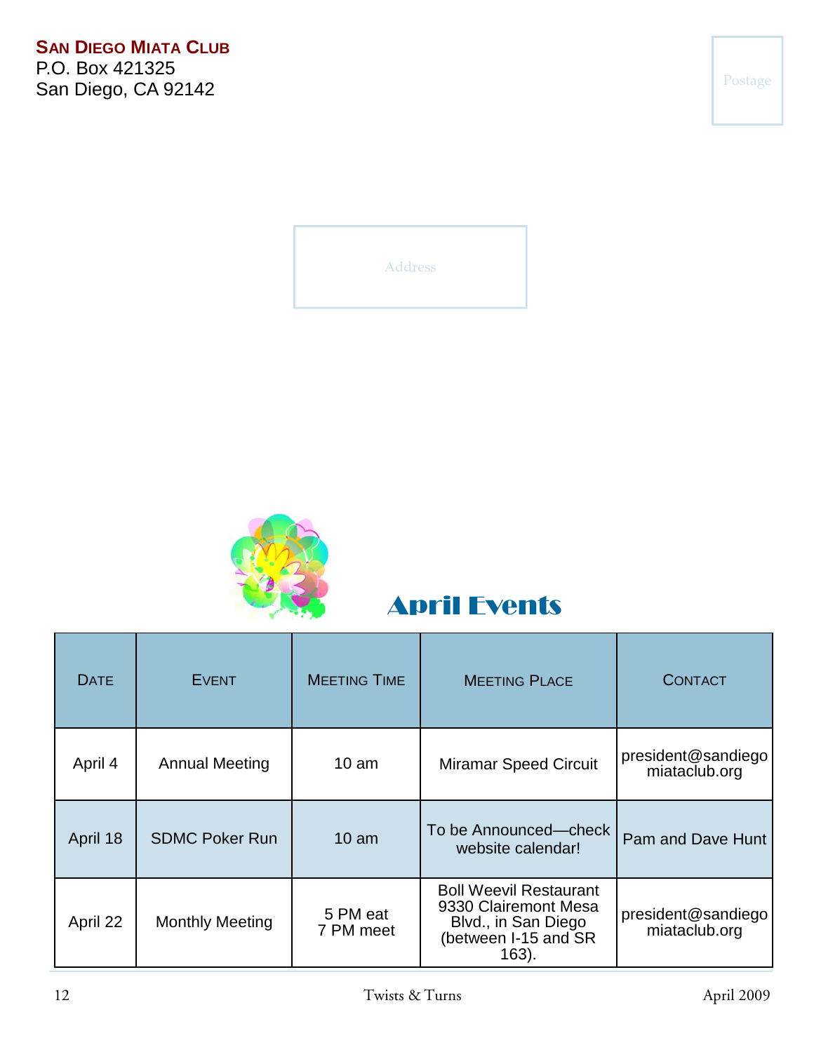**SAN DIEGO MIATA CLUB**
P.O. Box 421325
San Diego, CA 92142

Postage

Address

## April Events

| DATE | EVENT | MEETING TIME | MEETING PLACE | CONTACT |
|---|---|---|---|---|
| April 4 | Annual Meeting | 10 am | Miramar Speed Circuit | president@sandiegomiataclub.org |
| April 18 | SDMC Poker Run | 10 am | To be Announced—check website calendar! | Pam and Dave Hunt |
| April 22 | Monthly Meeting | 5 PM eat<br>7 PM meet | Boll Weevil Restaurant 9330 Clairemont Mesa Blvd., in San Diego (between I-15 and SR 163). | president@sandiegomiataclub.org |